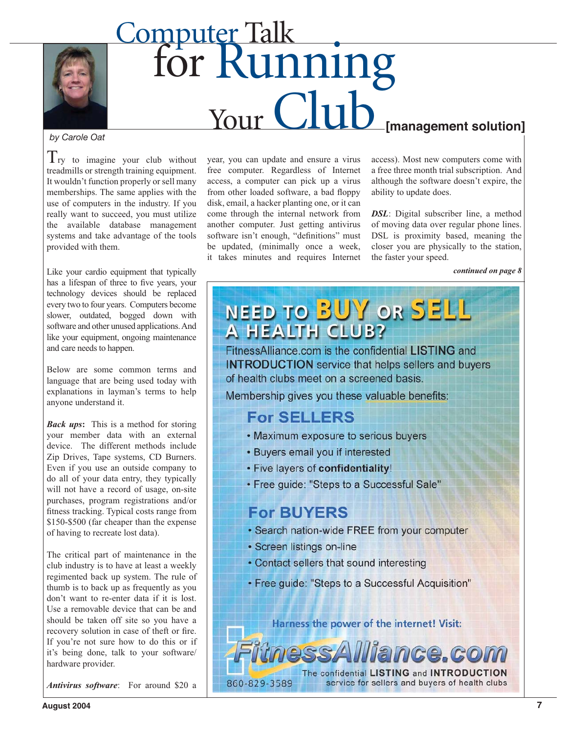# Computer Talk for Running Your Club

**[management solution]**

*by Carole Oat*

Try to imagine your club without treadmills or strength training equipment. It wouldn't function properly or sell many memberships. The same applies with the use of computers in the industry. If you really want to succeed, you must utilize the available database management systems and take advantage of the tools provided with them.

Like your cardio equipment that typically has a lifespan of three to five years, your technology devices should be replaced every two to four years. Computers become slower, outdated, bogged down with software and other unused applications. And like your equipment, ongoing maintenance and care needs to happen.

Below are some common terms and language that are being used today with explanations in layman's terms to help anyone understand it.

***Back ups*:** This is a method for storing your member data with an external device. The different methods include Zip Drives, Tape systems, CD Burners. Even if you use an outside company to do all of your data entry, they typically will not have a record of usage, on-site purchases, program registrations and/or fitness tracking. Typical costs range from $150-$500 (far cheaper than the expense of having to recreate lost data).

The critical part of maintenance in the club industry is to have at least a weekly regimented back up system. The rule of thumb is to back up as frequently as you don't want to re-enter data if it is lost. Use a removable device that can be and should be taken off site so you have a recovery solution in case of theft or fire. If you're not sure how to do this or if it's being done, talk to your software/hardware provider.

***Antivirus software***: For around $20 a year, you can update and ensure a virus free computer. Regardless of Internet access, a computer can pick up a virus from other loaded software, a bad floppy disk, email, a hacker planting one, or it can come through the internal network from another computer. Just getting antivirus software isn't enough, "definitions" must be updated, (minimally once a week, it takes minutes and requires Internet access). Most new computers come with a free three month trial subscription. And although the software doesn't expire, the ability to update does.

***DSL***: Digital subscriber line, a method of moving data over regular phone lines. DSL is proximity based, meaning the closer you are physically to the station, the faster your speed.

*continued on page 8*

---

## NEED TO BUY OR SELL A HEALTH CLUB?

FitnessAlliance.com is the confidential **LISTING** and **INTRODUCTION** service that helps sellers and buyers of health clubs meet on a screened basis.

Membership gives you these valuable benefits:

### For SELLERS

- Maximum exposure to serious buyers
- Buyers email you if interested
- Five layers of **confidentiality**!
- Free guide: "Steps to a Successful Sale"

### For BUYERS

- Search nation-wide FREE from your computer
- Screen listings on-line
- Contact sellers that sound interesting
- Free guide: "Steps to a Successful Acquisition"

Harness the power of the internet! Visit:

**FitnessAlliance.com**

860-829-3589

The confidential **LISTING** and **INTRODUCTION** service for sellers and buyers of health clubs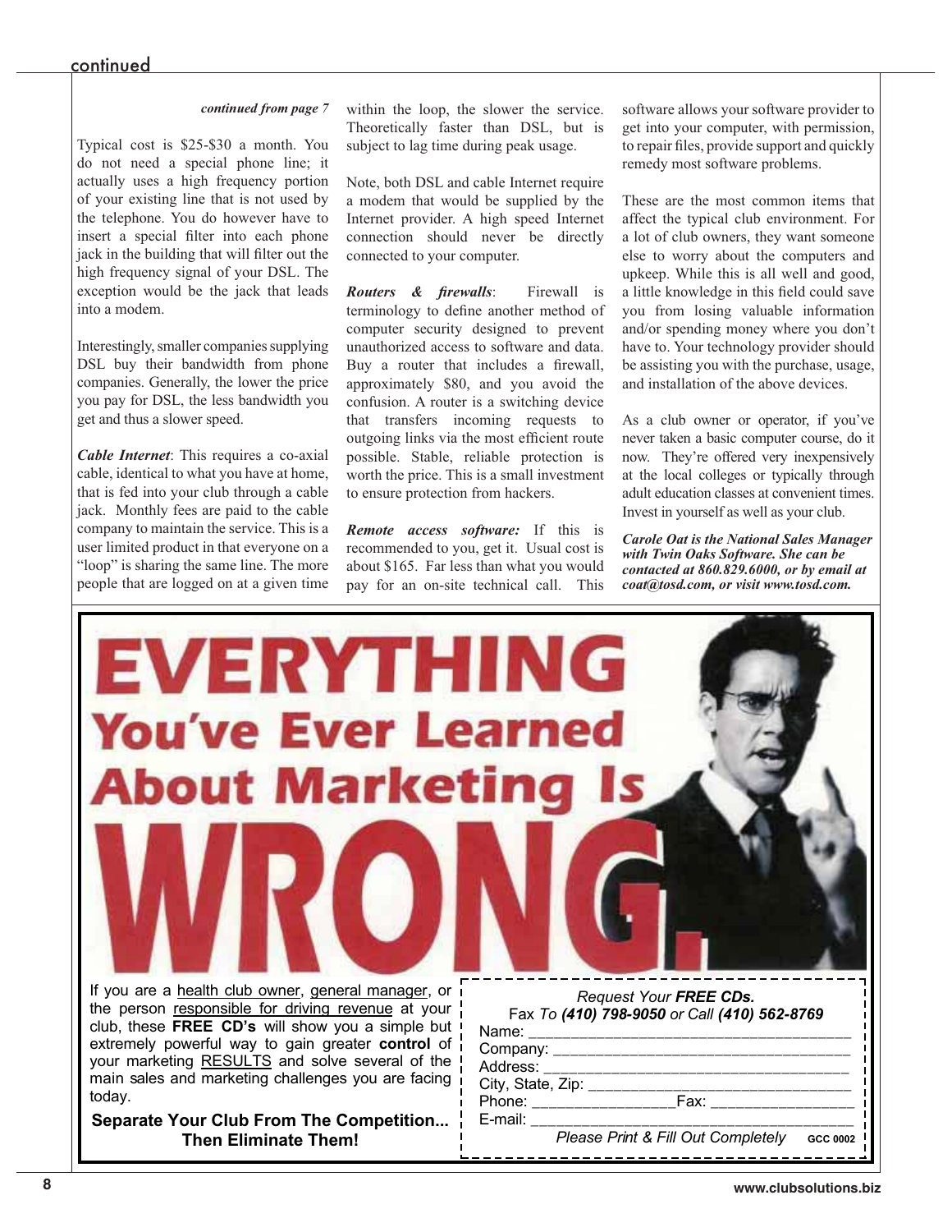*continued from page 7*

Typical cost is $25-$30 a month. You do not need a special phone line; it actually uses a high frequency portion of your existing line that is not used by the telephone. You do however have to insert a special filter into each phone jack in the building that will filter out the high frequency signal of your DSL. The exception would be the jack that leads into a modem.

Interestingly, smaller companies supplying DSL buy their bandwidth from phone companies. Generally, the lower the price you pay for DSL, the less bandwidth you get and thus a slower speed.

***Cable Internet***: This requires a co-axial cable, identical to what you have at home, that is fed into your club through a cable jack. Monthly fees are paid to the cable company to maintain the service. This is a user limited product in that everyone on a "loop" is sharing the same line. The more people that are logged on at a given time within the loop, the slower the service. Theoretically faster than DSL, but is subject to lag time during peak usage.

Note, both DSL and cable Internet require a modem that would be supplied by the Internet provider. A high speed Internet connection should never be directly connected to your computer.

***Routers & firewalls***: Firewall is terminology to define another method of computer security designed to prevent unauthorized access to software and data. Buy a router that includes a firewall, approximately $80, and you avoid the confusion. A router is a switching device that transfers incoming requests to outgoing links via the most efficient route possible. Stable, reliable protection is worth the price. This is a small investment to ensure protection from hackers.

***Remote access software:*** If this is recommended to you, get it. Usual cost is about $165. Far less than what you would pay for an on-site technical call. This software allows your software provider to get into your computer, with permission, to repair files, provide support and quickly remedy most software problems.

These are the most common items that affect the typical club environment. For a lot of club owners, they want someone else to worry about the computers and upkeep. While this is all well and good, a little knowledge in this field could save you from losing valuable information and/or spending money where you don't have to. Your technology provider should be assisting you with the purchase, usage, and installation of the above devices.

As a club owner or operator, if you've never taken a basic computer course, do it now. They're offered very inexpensively at the local colleges or typically through adult education classes at convenient times. Invest in yourself as well as your club.

***Carole Oat is the National Sales Manager with Twin Oaks Software. She can be contacted at 860.829.6000, or by email at coat@tosd.com, or visit www.tosd.com.***

# EVERYTHING You've Ever Learned About Marketing Is WRONG.

If you are a health club owner, general manager, or the person responsible for driving revenue at your club, these **FREE CD's** will show you a simple but extremely powerful way to gain greater **control** of your marketing RESULTS and solve several of the main sales and marketing challenges you are facing today.

**Separate Your Club From The Competition... Then Eliminate Them!**

*Request Your **FREE CDs.***
Fax *To **(410) 798-9050*** or Call ***(410) 562-8769***

Name: ____________________
Company: ____________________
Address: ____________________
City, State, Zip: ____________________
Phone: ____________ Fax: ____________
E-mail: ____________________

*Please Print & Fill Out Completely* **GCC 0002**